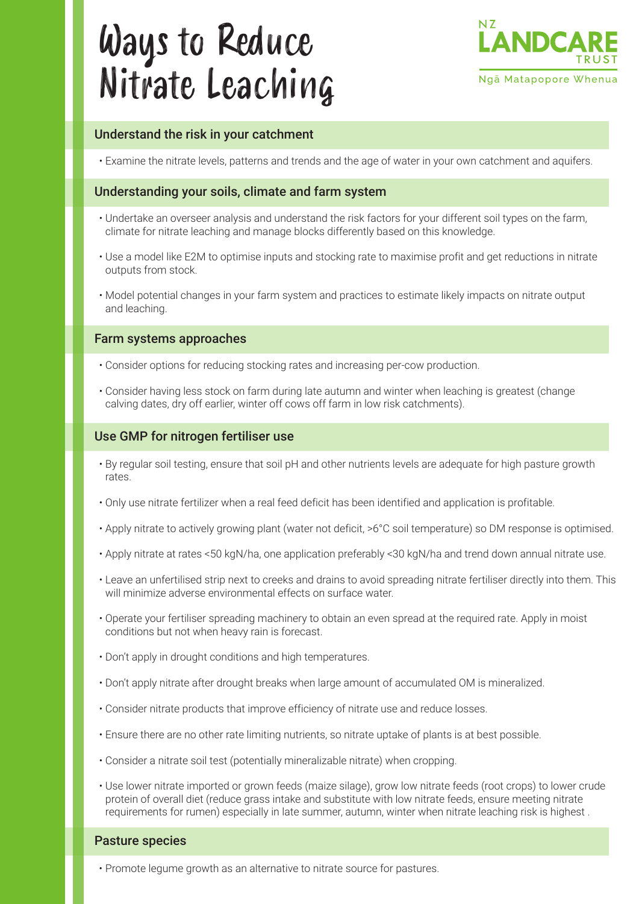# Ways to Reduce Nitrate Leaching

NZ LANDCARE TRUST
Ngā Matapopore Whenua

## Understand the risk in your catchment

- Examine the nitrate levels, patterns and trends and the age of water in your own catchment and aquifers.

## Understanding your soils, climate and farm system

- Undertake an overseer analysis and understand the risk factors for your different soil types on the farm, climate for nitrate leaching and manage blocks differently based on this knowledge.
- Use a model like E2M to optimise inputs and stocking rate to maximise profit and get reductions in nitrate outputs from stock.
- Model potential changes in your farm system and practices to estimate likely impacts on nitrate output and leaching.

## Farm systems approaches

- Consider options for reducing stocking rates and increasing per-cow production.
- Consider having less stock on farm during late autumn and winter when leaching is greatest (change calving dates, dry off earlier, winter off cows off farm in low risk catchments).

## Use GMP for nitrogen fertiliser use

- By regular soil testing, ensure that soil pH and other nutrients levels are adequate for high pasture growth rates.
- Only use nitrate fertilizer when a real feed deficit has been identified and application is profitable.
- Apply nitrate to actively growing plant (water not deficit, >6°C soil temperature) so DM response is optimised.
- Apply nitrate at rates <50 kgN/ha, one application preferably <30 kgN/ha and trend down annual nitrate use.
- Leave an unfertilised strip next to creeks and drains to avoid spreading nitrate fertiliser directly into them. This will minimize adverse environmental effects on surface water.
- Operate your fertiliser spreading machinery to obtain an even spread at the required rate. Apply in moist conditions but not when heavy rain is forecast.
- Don't apply in drought conditions and high temperatures.
- Don't apply nitrate after drought breaks when large amount of accumulated OM is mineralized.
- Consider nitrate products that improve efficiency of nitrate use and reduce losses.
- Ensure there are no other rate limiting nutrients, so nitrate uptake of plants is at best possible.
- Consider a nitrate soil test (potentially mineralizable nitrate) when cropping.
- Use lower nitrate imported or grown feeds (maize silage), grow low nitrate feeds (root crops) to lower crude protein of overall diet (reduce grass intake and substitute with low nitrate feeds, ensure meeting nitrate requirements for rumen) especially in late summer, autumn, winter when nitrate leaching risk is highest .

## Pasture species

- Promote legume growth as an alternative to nitrate source for pastures.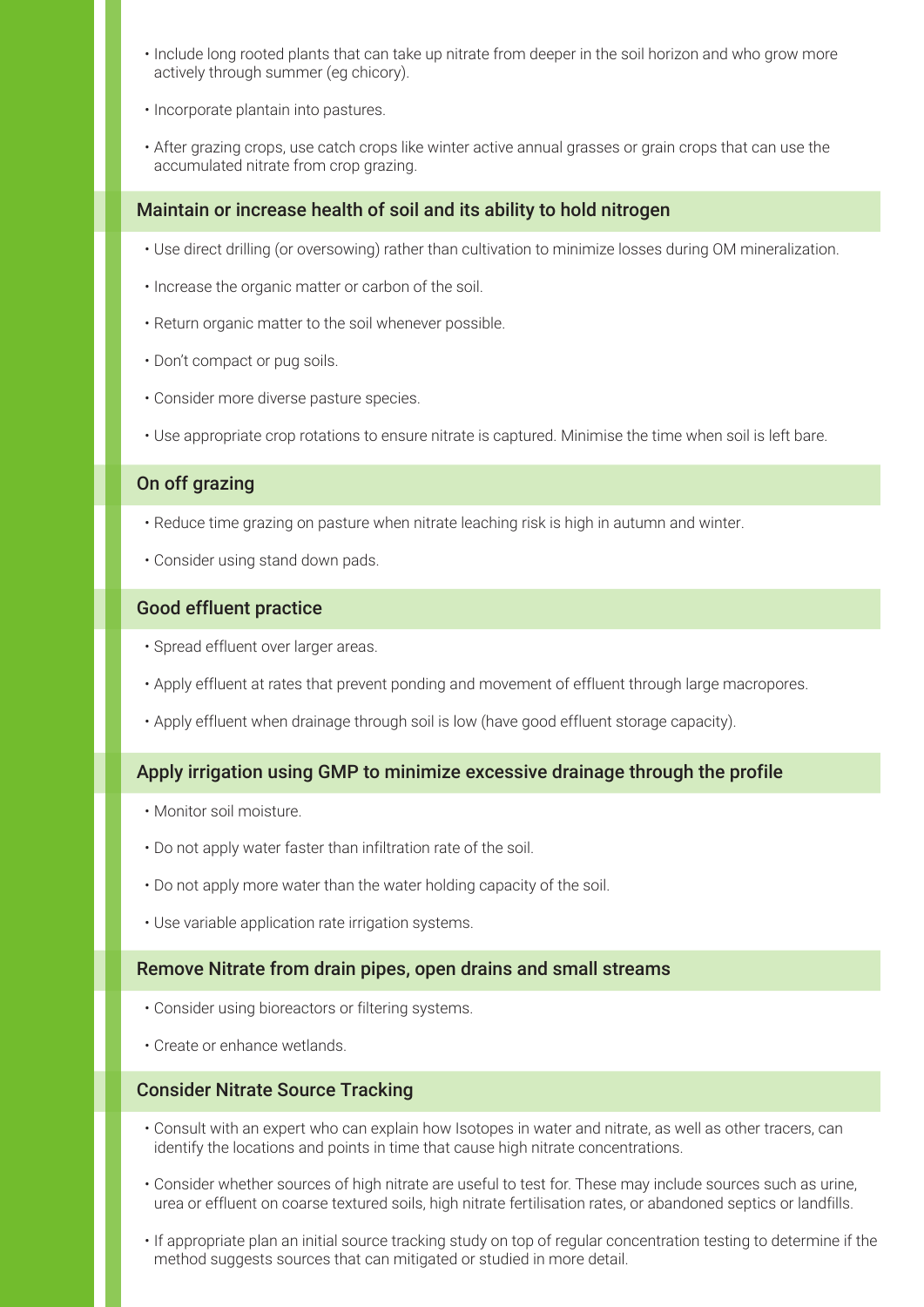- Include long rooted plants that can take up nitrate from deeper in the soil horizon and who grow more actively through summer (eg chicory).
- Incorporate plantain into pastures.
- After grazing crops, use catch crops like winter active annual grasses or grain crops that can use the accumulated nitrate from crop grazing.

## Maintain or increase health of soil and its ability to hold nitrogen

- Use direct drilling (or oversowing) rather than cultivation to minimize losses during OM mineralization.
- Increase the organic matter or carbon of the soil.
- Return organic matter to the soil whenever possible.
- Don't compact or pug soils.
- Consider more diverse pasture species.
- Use appropriate crop rotations to ensure nitrate is captured. Minimise the time when soil is left bare.

## On off grazing

- Reduce time grazing on pasture when nitrate leaching risk is high in autumn and winter.
- Consider using stand down pads.

## Good effluent practice

- Spread effluent over larger areas.
- Apply effluent at rates that prevent ponding and movement of effluent through large macropores.
- Apply effluent when drainage through soil is low (have good effluent storage capacity).

## Apply irrigation using GMP to minimize excessive drainage through the profile

- Monitor soil moisture.
- Do not apply water faster than infiltration rate of the soil.
- Do not apply more water than the water holding capacity of the soil.
- Use variable application rate irrigation systems.

## Remove Nitrate from drain pipes, open drains and small streams

- Consider using bioreactors or filtering systems.
- Create or enhance wetlands.

## Consider Nitrate Source Tracking

- Consult with an expert who can explain how Isotopes in water and nitrate, as well as other tracers, can identify the locations and points in time that cause high nitrate concentrations.
- Consider whether sources of high nitrate are useful to test for. These may include sources such as urine, urea or effluent on coarse textured soils, high nitrate fertilisation rates, or abandoned septics or landfills.
- If appropriate plan an initial source tracking study on top of regular concentration testing to determine if the method suggests sources that can mitigated or studied in more detail.